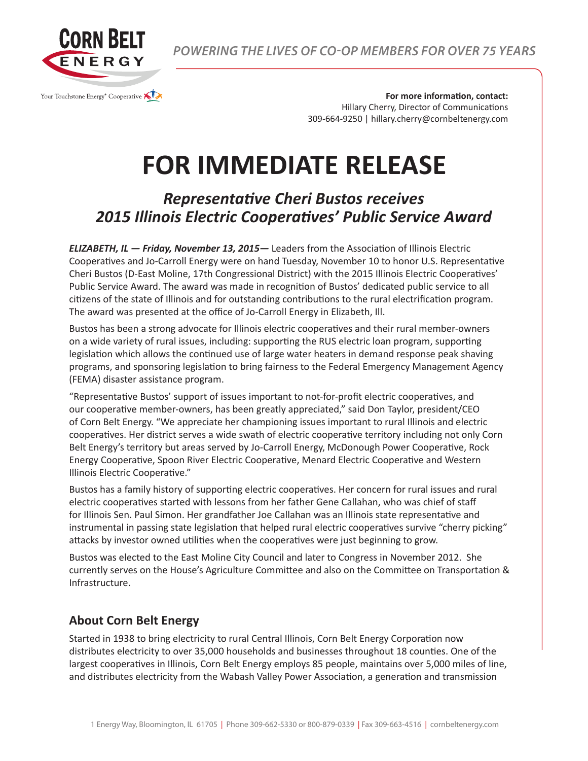POWERING THE LIVES OF CO-OP MEMBERS FOR OVER 75 YEARS

**For more information, contact:**
Hillary Cherry, Director of Communications
309-664-9250 | hillary.cherry@cornbeltenergy.com

# FOR IMMEDIATE RELEASE

## *Representative Cheri Bustos receives 2015 Illinois Electric Cooperatives' Public Service Award*

***ELIZABETH, IL — Friday, November 13, 2015—*** Leaders from the Association of Illinois Electric Cooperatives and Jo-Carroll Energy were on hand Tuesday, November 10 to honor U.S. Representative Cheri Bustos (D-East Moline, 17th Congressional District) with the 2015 Illinois Electric Cooperatives' Public Service Award. The award was made in recognition of Bustos' dedicated public service to all citizens of the state of Illinois and for outstanding contributions to the rural electrification program. The award was presented at the office of Jo-Carroll Energy in Elizabeth, Ill.

Bustos has been a strong advocate for Illinois electric cooperatives and their rural member-owners on a wide variety of rural issues, including: supporting the RUS electric loan program, supporting legislation which allows the continued use of large water heaters in demand response peak shaving programs, and sponsoring legislation to bring fairness to the Federal Emergency Management Agency (FEMA) disaster assistance program.

"Representative Bustos' support of issues important to not-for-profit electric cooperatives, and our cooperative member-owners, has been greatly appreciated," said Don Taylor, president/CEO of Corn Belt Energy. "We appreciate her championing issues important to rural Illinois and electric cooperatives. Her district serves a wide swath of electric cooperative territory including not only Corn Belt Energy's territory but areas served by Jo-Carroll Energy, McDonough Power Cooperative, Rock Energy Cooperative, Spoon River Electric Cooperative, Menard Electric Cooperative and Western Illinois Electric Cooperative."

Bustos has a family history of supporting electric cooperatives. Her concern for rural issues and rural electric cooperatives started with lessons from her father Gene Callahan, who was chief of staff for Illinois Sen. Paul Simon. Her grandfather Joe Callahan was an Illinois state representative and instrumental in passing state legislation that helped rural electric cooperatives survive "cherry picking" attacks by investor owned utilities when the cooperatives were just beginning to grow.

Bustos was elected to the East Moline City Council and later to Congress in November 2012. She currently serves on the House's Agriculture Committee and also on the Committee on Transportation & Infrastructure.

### About Corn Belt Energy

Started in 1938 to bring electricity to rural Central Illinois, Corn Belt Energy Corporation now distributes electricity to over 35,000 households and businesses throughout 18 counties. One of the largest cooperatives in Illinois, Corn Belt Energy employs 85 people, maintains over 5,000 miles of line, and distributes electricity from the Wabash Valley Power Association, a generation and transmission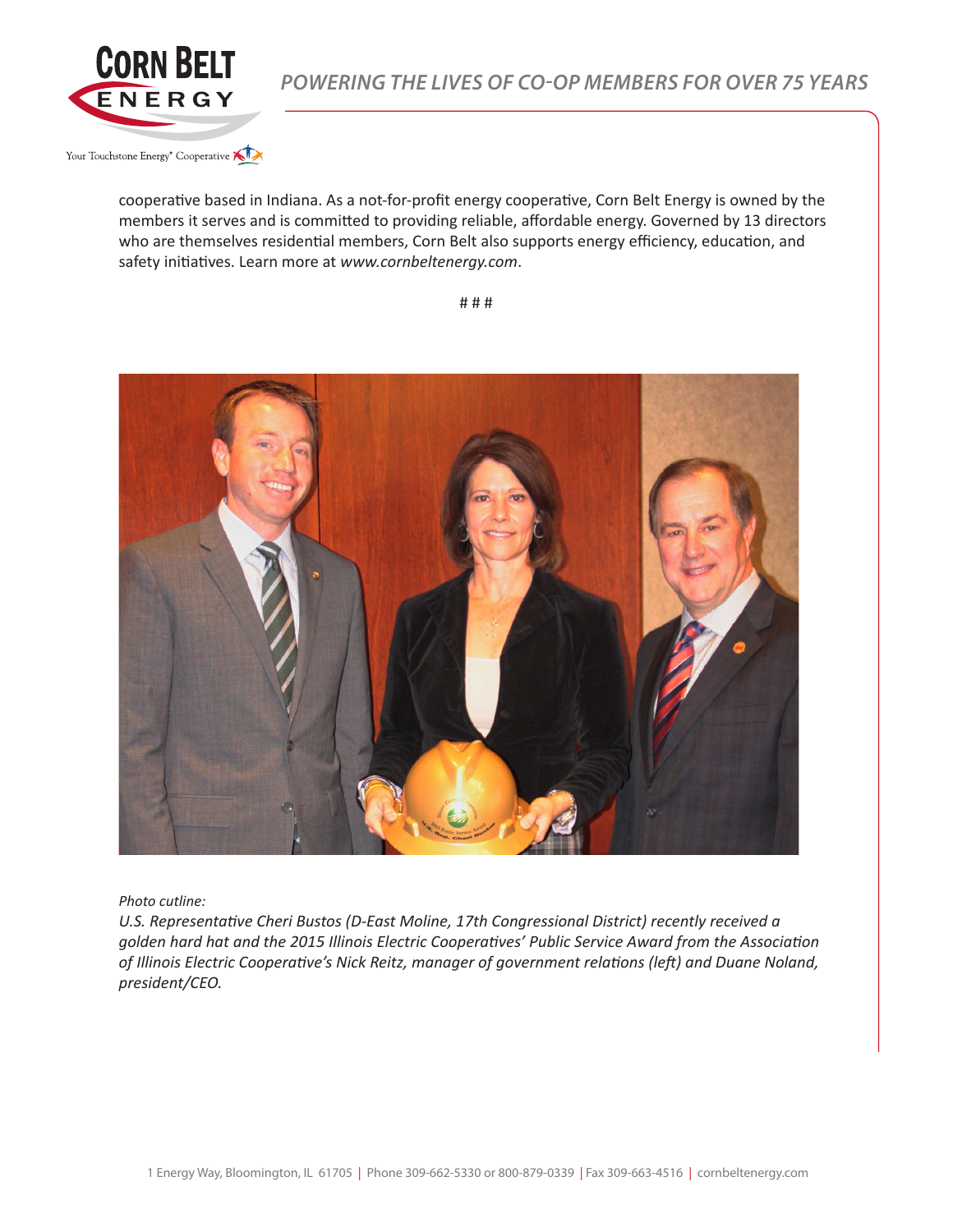cooperative based in Indiana. As a not-for-profit energy cooperative, Corn Belt Energy is owned by the members it serves and is committed to providing reliable, affordable energy. Governed by 13 directors who are themselves residential members, Corn Belt also supports energy efficiency, education, and safety initiatives. Learn more at *www.cornbeltenergy.com*.

# # #

*Photo cutline:*
*U.S. Representative Cheri Bustos (D-East Moline, 17th Congressional District) recently received a golden hard hat and the 2015 Illinois Electric Cooperatives' Public Service Award from the Association of Illinois Electric Cooperative's Nick Reitz, manager of government relations (left) and Duane Noland, president/CEO.*